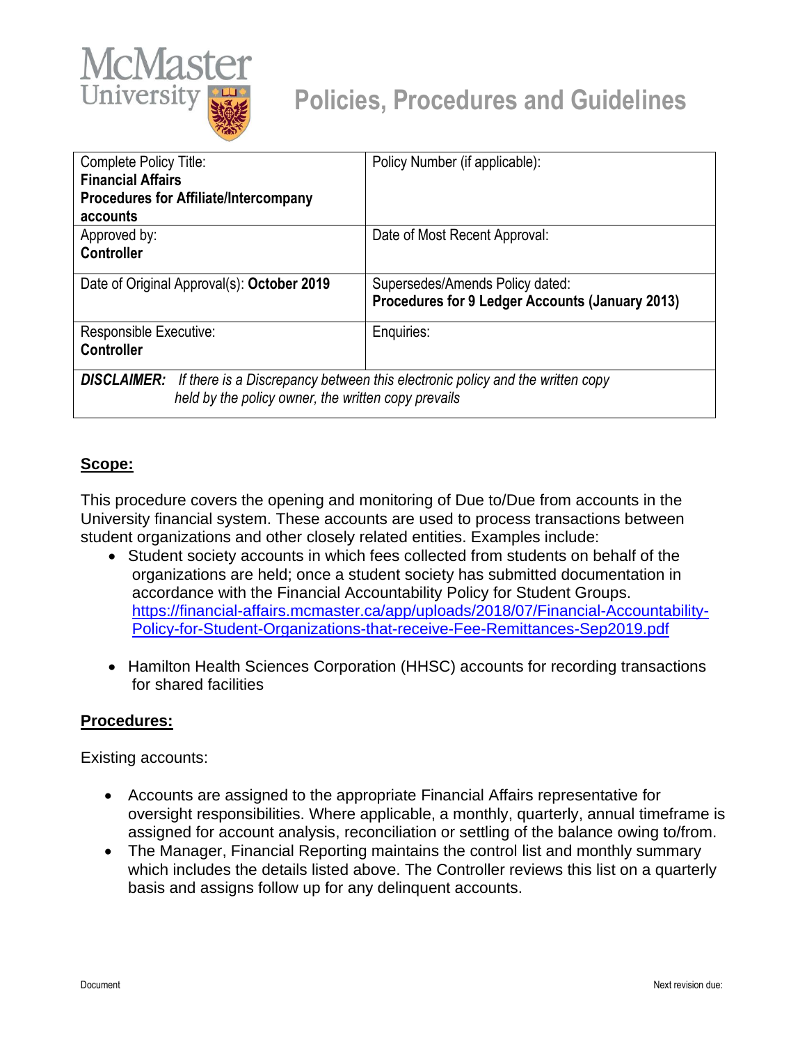McMaster University

# Policies, Procedures and Guidelines

| Complete Policy Title: **Financial Affairs Procedures for Affiliate/Intercompany accounts** | Policy Number (if applicable): |
| --- | --- |
| Approved by: **Controller** | Date of Most Recent Approval: |
| Date of Original Approval(s): **October 2019** | Supersedes/Amends Policy dated: **Procedures for 9 Ledger Accounts (January 2013)** |
| Responsible Executive: **Controller** | Enquiries: |

***DISCLAIMER:*** *If there is a Discrepancy between this electronic policy and the written copy held by the policy owner, the written copy prevails*

## Scope:

This procedure covers the opening and monitoring of Due to/Due from accounts in the University financial system. These accounts are used to process transactions between student organizations and other closely related entities. Examples include:

- Student society accounts in which fees collected from students on behalf of the organizations are held; once a student society has submitted documentation in accordance with the Financial Accountability Policy for Student Groups. https://financial-affairs.mcmaster.ca/app/uploads/2018/07/Financial-Accountability-Policy-for-Student-Organizations-that-receive-Fee-Remittances-Sep2019.pdf
- Hamilton Health Sciences Corporation (HHSC) accounts for recording transactions for shared facilities

## Procedures:

Existing accounts:

- Accounts are assigned to the appropriate Financial Affairs representative for oversight responsibilities. Where applicable, a monthly, quarterly, annual timeframe is assigned for account analysis, reconciliation or settling of the balance owing to/from.
- The Manager, Financial Reporting maintains the control list and monthly summary which includes the details listed above. The Controller reviews this list on a quarterly basis and assigns follow up for any delinquent accounts.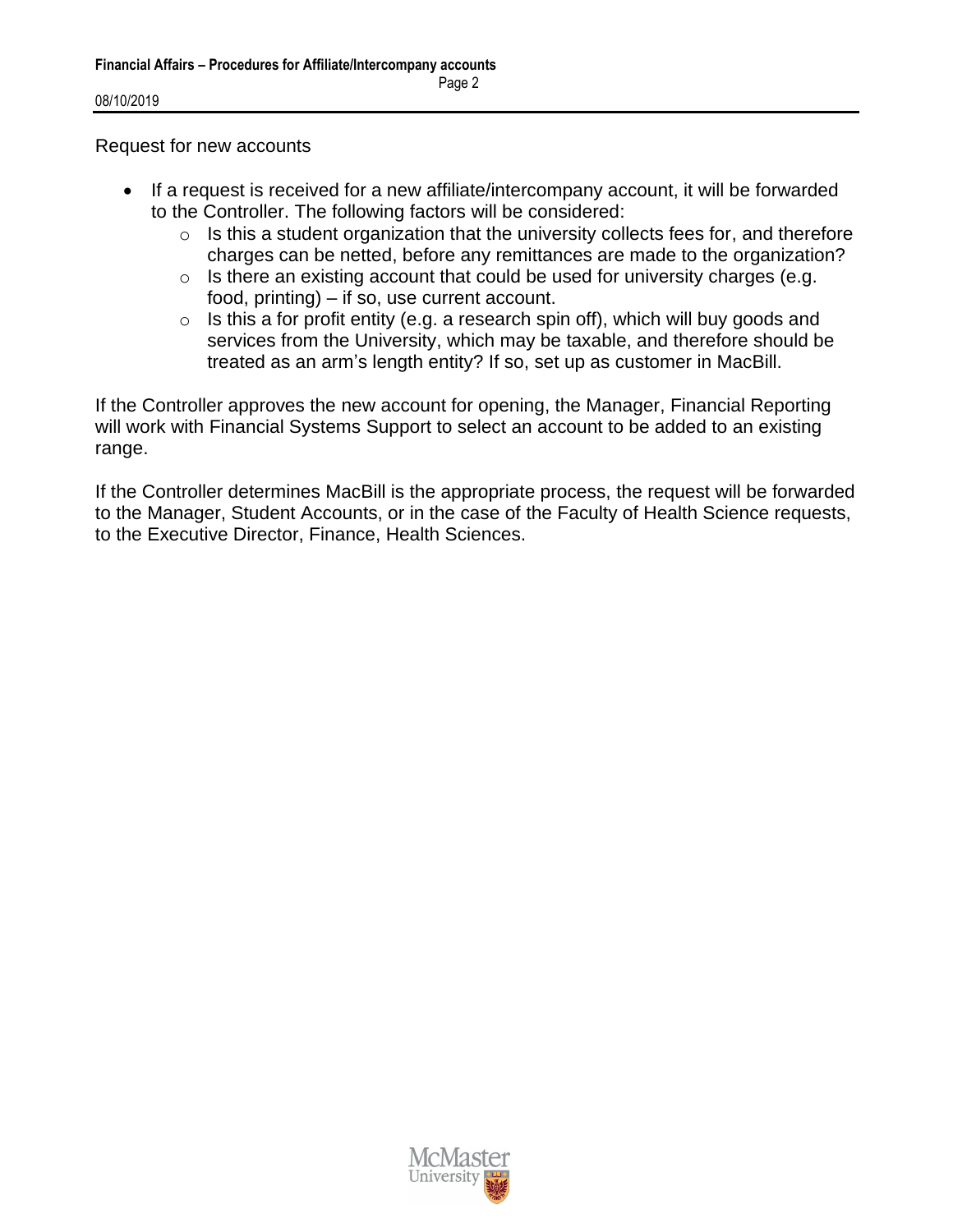Request for new accounts

- If a request is received for a new affiliate/intercompany account, it will be forwarded to the Controller. The following factors will be considered:
  - Is this a student organization that the university collects fees for, and therefore charges can be netted, before any remittances are made to the organization?
  - Is there an existing account that could be used for university charges (e.g. food, printing) – if so, use current account.
  - Is this a for profit entity (e.g. a research spin off), which will buy goods and services from the University, which may be taxable, and therefore should be treated as an arm's length entity? If so, set up as customer in MacBill.

If the Controller approves the new account for opening, the Manager, Financial Reporting will work with Financial Systems Support to select an account to be added to an existing range.

If the Controller determines MacBill is the appropriate process, the request will be forwarded to the Manager, Student Accounts, or in the case of the Faculty of Health Science requests, to the Executive Director, Finance, Health Sciences.